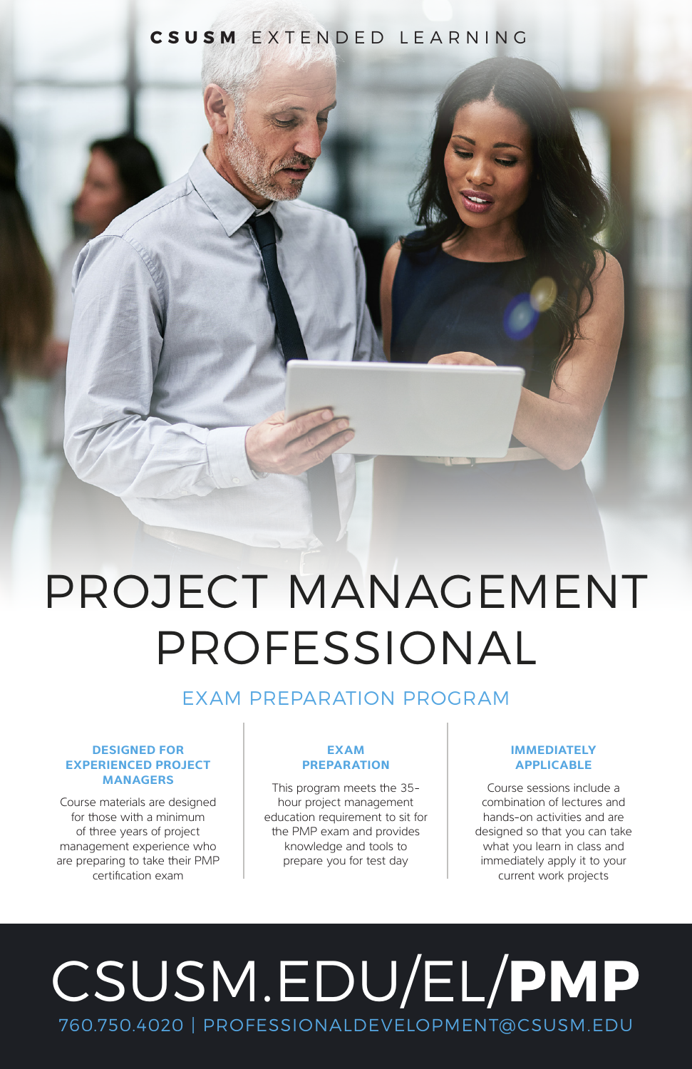**CSUSM** EXTENDED LEARNING

# PROJECT MANAGEMENT PROFESSIONAL

## EXAM PREPARATION PROGRAM

### DESIGNED FOR EXPERIENCED PROJECT MANAGERS

Course materials are designed for those with a minimum of three years of project management experience who are preparing to take their PMP certification exam

### EXAM PREPARATION

This program meets the 35-hour project management education requirement to sit for the PMP exam and provides knowledge and tools to prepare you for test day

### IMMEDIATELY APPLICABLE

Course sessions include a combination of lectures and hands-on activities and are designed so that you can take what you learn in class and immediately apply it to your current work projects

# CSUSM.EDU/EL/**PMP**

760.750.4020 | PROFESSIONALDEVELOPMENT@CSUSM.EDU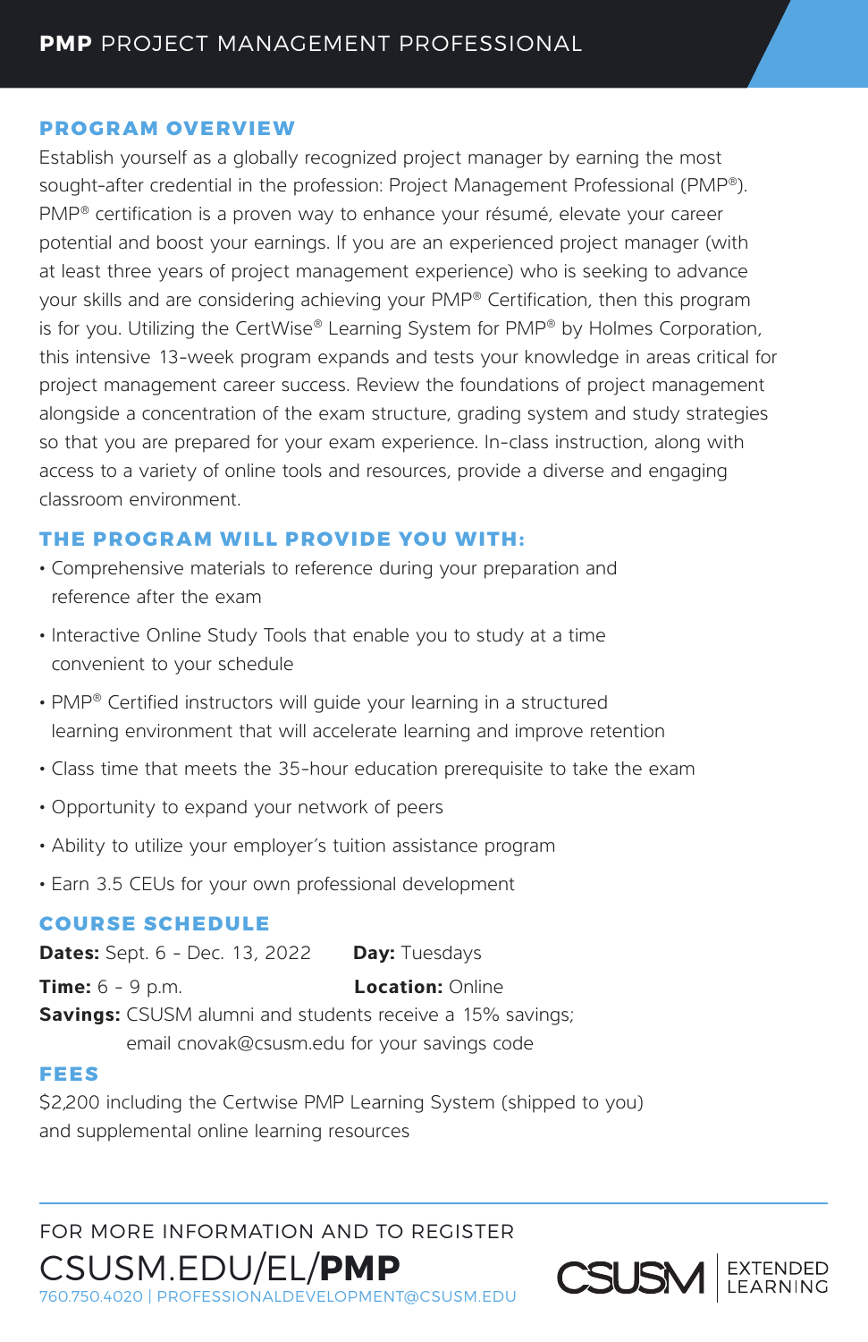# **PMP** PROJECT MANAGEMENT PROFESSIONAL

## PROGRAM OVERVIEW

Establish yourself as a globally recognized project manager by earning the most sought-after credential in the profession: Project Management Professional (PMP®). PMP® certification is a proven way to enhance your résumé, elevate your career potential and boost your earnings. If you are an experienced project manager (with at least three years of project management experience) who is seeking to advance your skills and are considering achieving your PMP® Certification, then this program is for you. Utilizing the CertWise® Learning System for PMP® by Holmes Corporation, this intensive 13-week program expands and tests your knowledge in areas critical for project management career success. Review the foundations of project management alongside a concentration of the exam structure, grading system and study strategies so that you are prepared for your exam experience. In-class instruction, along with access to a variety of online tools and resources, provide a diverse and engaging classroom environment.

## THE PROGRAM WILL PROVIDE YOU WITH:

- Comprehensive materials to reference during your preparation and reference after the exam
- Interactive Online Study Tools that enable you to study at a time convenient to your schedule
- PMP® Certified instructors will guide your learning in a structured learning environment that will accelerate learning and improve retention
- Class time that meets the 35-hour education prerequisite to take the exam
- Opportunity to expand your network of peers
- Ability to utilize your employer's tuition assistance program
- Earn 3.5 CEUs for your own professional development

## COURSE SCHEDULE

**Dates:** Sept. 6 - Dec. 13, 2022
**Day:** Tuesdays
**Time:** 6 - 9 p.m.
**Location:** Online
**Savings:** CSUSM alumni and students receive a 15% savings; email cnovak@csusm.edu for your savings code

## FEES

$2,200 including the Certwise PMP Learning System (shipped to you) and supplemental online learning resources

FOR MORE INFORMATION AND TO REGISTER

CSUSM.EDU/EL/**PMP**

760.750.4020 | PROFESSIONALDEVELOPMENT@CSUSM.EDU

CSUSM | EXTENDED LEARNING